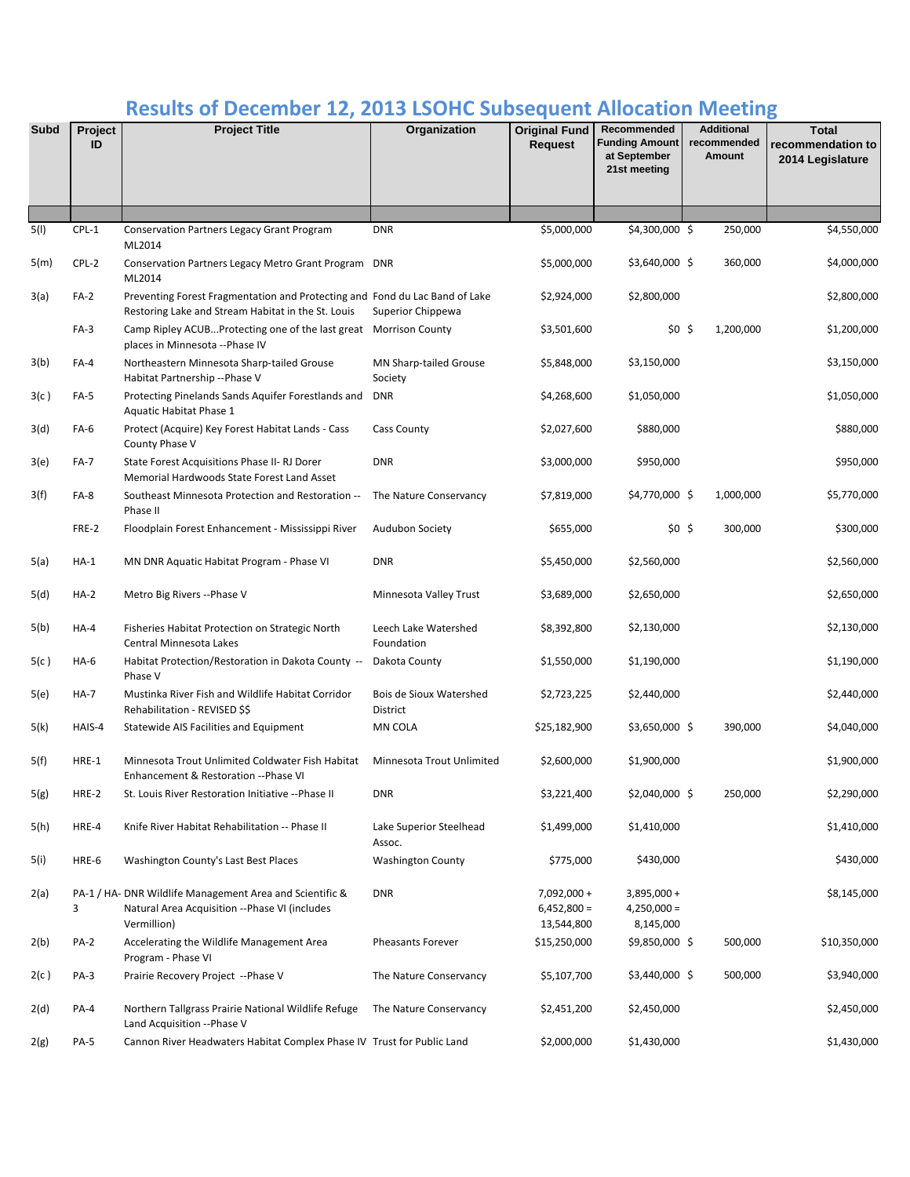# Results of December 12, 2013 LSOHC Subsequent Allocation Meeting

| Subd | Project ID | Project Title | Organization | Original Fund Request | Recommended Funding Amount at September 21st meeting | Additional recommended Amount | Total recommendation to 2014 Legislature |
|---|---|---|---|---|---|---|---|
| 5(l) | CPL-1 | Conservation Partners Legacy Grant Program ML2014 | DNR | $5,000,000 | $4,300,000 | $ 250,000 | $4,550,000 |
| 5(m) | CPL-2 | Conservation Partners Legacy Metro Grant Program ML2014 | DNR | $5,000,000 | $3,640,000 | $ 360,000 | $4,000,000 |
| 3(a) | FA-2 | Preventing Forest Fragmentation and Protecting and Restoring Lake and Stream Habitat in the St. Louis | Fond du Lac Band of Lake Superior Chippewa | $2,924,000 | $2,800,000 | | $2,800,000 |
| | FA-3 | Camp Ripley ACUB...Protecting one of the last great places in Minnesota --Phase IV | Morrison County | $3,501,600 | $0 | $ 1,200,000 | $1,200,000 |
| 3(b) | FA-4 | Northeastern Minnesota Sharp-tailed Grouse Habitat Partnership --Phase V | MN Sharp-tailed Grouse Society | $5,848,000 | $3,150,000 | | $3,150,000 |
| 3(c ) | FA-5 | Protecting Pinelands Sands Aquifer Forestlands and Aquatic Habitat Phase 1 | DNR | $4,268,600 | $1,050,000 | | $1,050,000 |
| 3(d) | FA-6 | Protect (Acquire) Key Forest Habitat Lands - Cass County Phase V | Cass County | $2,027,600 | $880,000 | | $880,000 |
| 3(e) | FA-7 | State Forest Acquisitions Phase II- RJ Dorer Memorial Hardwoods State Forest Land Asset | DNR | $3,000,000 | $950,000 | | $950,000 |
| 3(f) | FA-8 | Southeast Minnesota Protection and Restoration -- Phase II | The Nature Conservancy | $7,819,000 | $4,770,000 | $ 1,000,000 | $5,770,000 |
| | FRE-2 | Floodplain Forest Enhancement - Mississippi River | Audubon Society | $655,000 | $0 | $ 300,000 | $300,000 |
| 5(a) | HA-1 | MN DNR Aquatic Habitat Program - Phase VI | DNR | $5,450,000 | $2,560,000 | | $2,560,000 |
| 5(d) | HA-2 | Metro Big Rivers --Phase V | Minnesota Valley Trust | $3,689,000 | $2,650,000 | | $2,650,000 |
| 5(b) | HA-4 | Fisheries Habitat Protection on Strategic North Central Minnesota Lakes | Leech Lake Watershed Foundation | $8,392,800 | $2,130,000 | | $2,130,000 |
| 5(c ) | HA-6 | Habitat Protection/Restoration in Dakota County -- Phase V | Dakota County | $1,550,000 | $1,190,000 | | $1,190,000 |
| 5(e) | HA-7 | Mustinka River Fish and Wildlife Habitat Corridor Rehabilitation - REVISED $$ | Bois de Sioux Watershed District | $2,723,225 | $2,440,000 | | $2,440,000 |
| 5(k) | HAIS-4 | Statewide AIS Facilities and Equipment | MN COLA | $25,182,900 | $3,650,000 | $ 390,000 | $4,040,000 |
| 5(f) | HRE-1 | Minnesota Trout Unlimited Coldwater Fish Habitat Enhancement & Restoration --Phase VI | Minnesota Trout Unlimited | $2,600,000 | $1,900,000 | | $1,900,000 |
| 5(g) | HRE-2 | St. Louis River Restoration Initiative --Phase II | DNR | $3,221,400 | $2,040,000 | $ 250,000 | $2,290,000 |
| 5(h) | HRE-4 | Knife River Habitat Rehabilitation -- Phase II | Lake Superior Steelhead Assoc. | $1,499,000 | $1,410,000 | | $1,410,000 |
| 5(i) | HRE-6 | Washington County's Last Best Places | Washington County | $775,000 | $430,000 | | $430,000 |
| 2(a) | PA-1 / HA-3 | DNR Wildlife Management Area and Scientific & Natural Area Acquisition --Phase VI (includes Vermillion) | DNR | 7,092,000 + 6,452,800 = 13,544,800 | 3,895,000 + 4,250,000 = 8,145,000 | | $8,145,000 |
| 2(b) | PA-2 | Accelerating the Wildlife Management Area Program - Phase VI | Pheasants Forever | $15,250,000 | $9,850,000 | $ 500,000 | $10,350,000 |
| 2(c ) | PA-3 | Prairie Recovery Project --Phase V | The Nature Conservancy | $5,107,700 | $3,440,000 | $ 500,000 | $3,940,000 |
| 2(d) | PA-4 | Northern Tallgrass Prairie National Wildlife Refuge Land Acquisition --Phase V | The Nature Conservancy | $2,451,200 | $2,450,000 | | $2,450,000 |
| 2(g) | PA-5 | Cannon River Headwaters Habitat Complex Phase IV | Trust for Public Land | $2,000,000 | $1,430,000 | | $1,430,000 |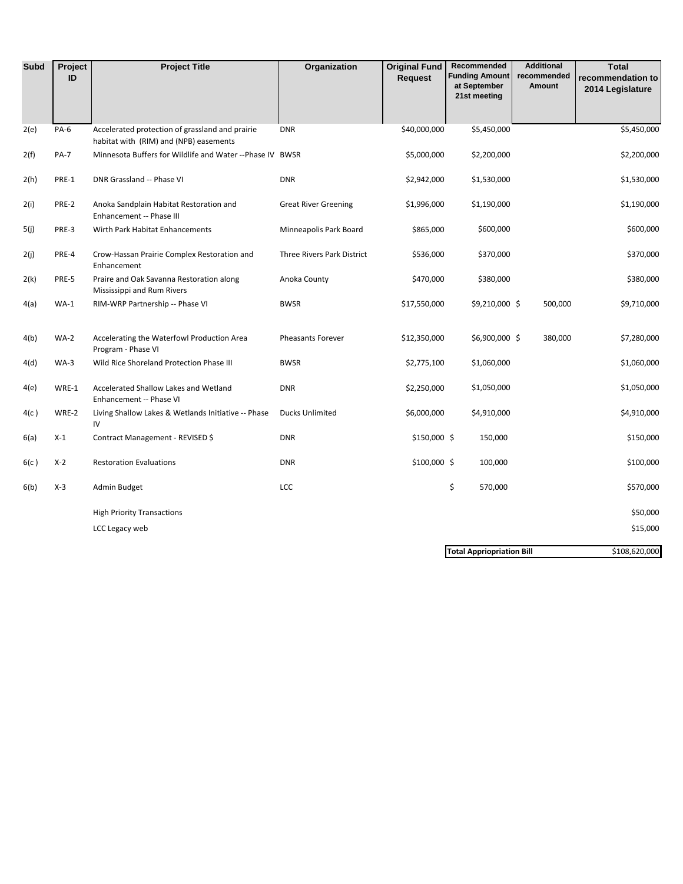| Subd | Project ID | Project Title | Organization | Original Fund Request | Recommended Funding Amount at September 21st meeting | Additional recommended Amount | Total recommendation to 2014 Legislature |
|---|---|---|---|---|---|---|---|
| 2(e) | PA-6 | Accelerated protection of grassland and prairie habitat with (RIM) and (NPB) easements | DNR | $40,000,000 | $5,450,000 | | $5,450,000 |
| 2(f) | PA-7 | Minnesota Buffers for Wildlife and Water --Phase IV | BWSR | $5,000,000 | $2,200,000 | | $2,200,000 |
| 2(h) | PRE-1 | DNR Grassland -- Phase VI | DNR | $2,942,000 | $1,530,000 | | $1,530,000 |
| 2(i) | PRE-2 | Anoka Sandplain Habitat Restoration and Enhancement -- Phase III | Great River Greening | $1,996,000 | $1,190,000 | | $1,190,000 |
| 5(j) | PRE-3 | Wirth Park Habitat Enhancements | Minneapolis Park Board | $865,000 | $600,000 | | $600,000 |
| 2(j) | PRE-4 | Crow-Hassan Prairie Complex Restoration and Enhancement | Three Rivers Park District | $536,000 | $370,000 | | $370,000 |
| 2(k) | PRE-5 | Praire and Oak Savanna Restoration along Mississippi and Rum Rivers | Anoka County | $470,000 | $380,000 | | $380,000 |
| 4(a) | WA-1 | RIM-WRP Partnership -- Phase VI | BWSR | $17,550,000 | $9,210,000 | $ 500,000 | $9,710,000 |
| 4(b) | WA-2 | Accelerating the Waterfowl Production Area Program - Phase VI | Pheasants Forever | $12,350,000 | $6,900,000 | $ 380,000 | $7,280,000 |
| 4(d) | WA-3 | Wild Rice Shoreland Protection Phase III | BWSR | $2,775,100 | $1,060,000 | | $1,060,000 |
| 4(e) | WRE-1 | Accelerated Shallow Lakes and Wetland Enhancement -- Phase VI | DNR | $2,250,000 | $1,050,000 | | $1,050,000 |
| 4(c ) | WRE-2 | Living Shallow Lakes & Wetlands Initiative -- Phase IV | Ducks Unlimited | $6,000,000 | $4,910,000 | | $4,910,000 |
| 6(a) | X-1 | Contract Management - REVISED $ | DNR | $150,000 | $ 150,000 | | $150,000 |
| 6(c ) | X-2 | Restoration Evaluations | DNR | $100,000 | $ 100,000 | | $100,000 |
| 6(b) | X-3 | Admin Budget | LCC | | $ 570,000 | | $570,000 |
| | | High Priority Transactions | | | | | $50,000 |
| | | LCC Legacy web | | | | | $15,000 |
| | | | | | **Total Appriopriation Bill** | | $108,620,000 |